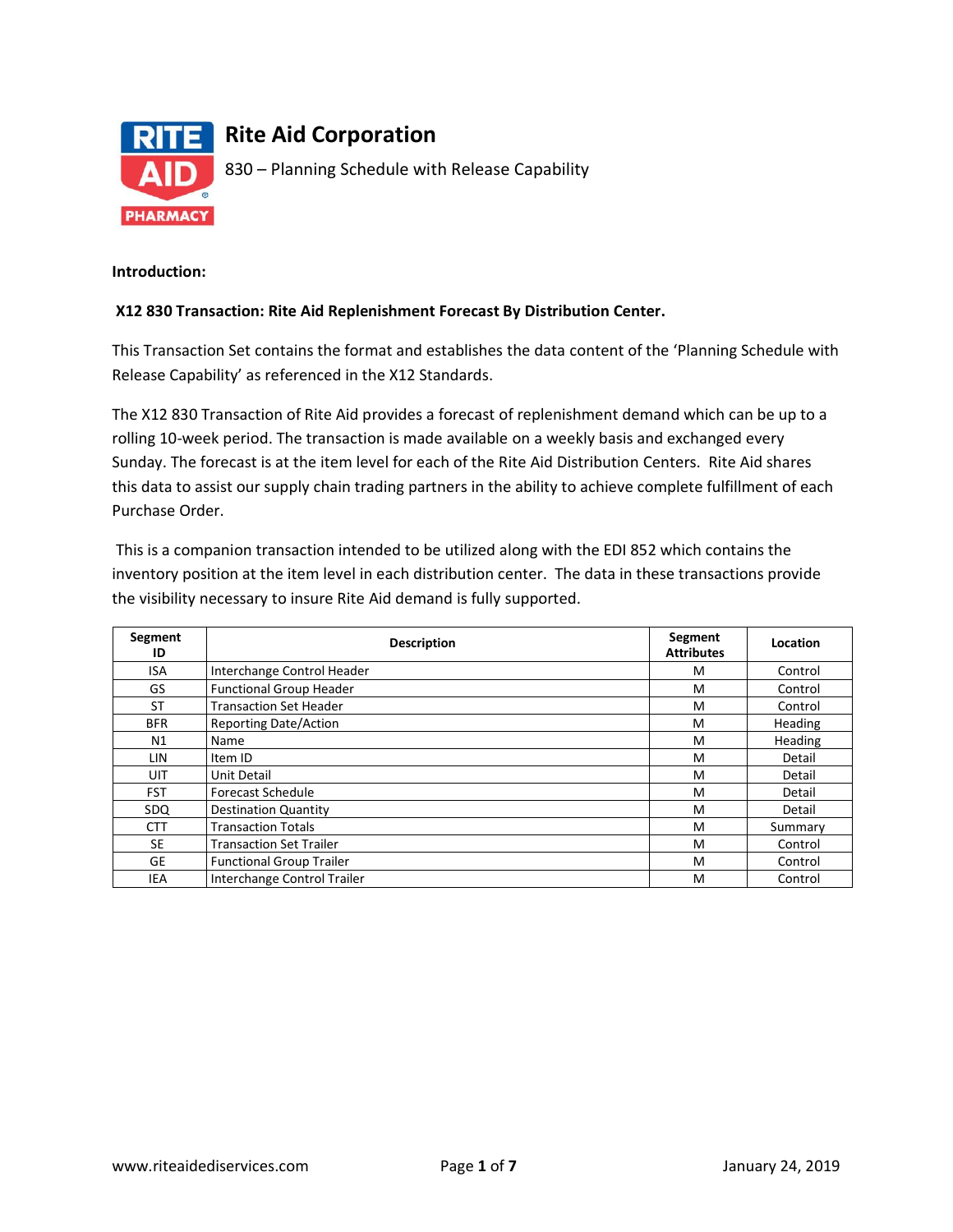# Rite Aid Corporation

830 – Planning Schedule with Release Capability

**Introduction:**

**X12 830 Transaction: Rite Aid Replenishment Forecast By Distribution Center.**

This Transaction Set contains the format and establishes the data content of the 'Planning Schedule with Release Capability' as referenced in the X12 Standards.

The X12 830 Transaction of Rite Aid provides a forecast of replenishment demand which can be up to a rolling 10-week period. The transaction is made available on a weekly basis and exchanged every Sunday. The forecast is at the item level for each of the Rite Aid Distribution Centers. Rite Aid shares this data to assist our supply chain trading partners in the ability to achieve complete fulfillment of each Purchase Order.

This is a companion transaction intended to be utilized along with the EDI 852 which contains the inventory position at the item level in each distribution center. The data in these transactions provide the visibility necessary to insure Rite Aid demand is fully supported.

| Segment ID | Description | Segment Attributes | Location |
|---|---|---|---|
| ISA | Interchange Control Header | M | Control |
| GS | Functional Group Header | M | Control |
| ST | Transaction Set Header | M | Control |
| BFR | Reporting Date/Action | M | Heading |
| N1 | Name | M | Heading |
| LIN | Item ID | M | Detail |
| UIT | Unit Detail | M | Detail |
| FST | Forecast Schedule | M | Detail |
| SDQ | Destination Quantity | M | Detail |
| CTT | Transaction Totals | M | Summary |
| SE | Transaction Set Trailer | M | Control |
| GE | Functional Group Trailer | M | Control |
| IEA | Interchange Control Trailer | M | Control |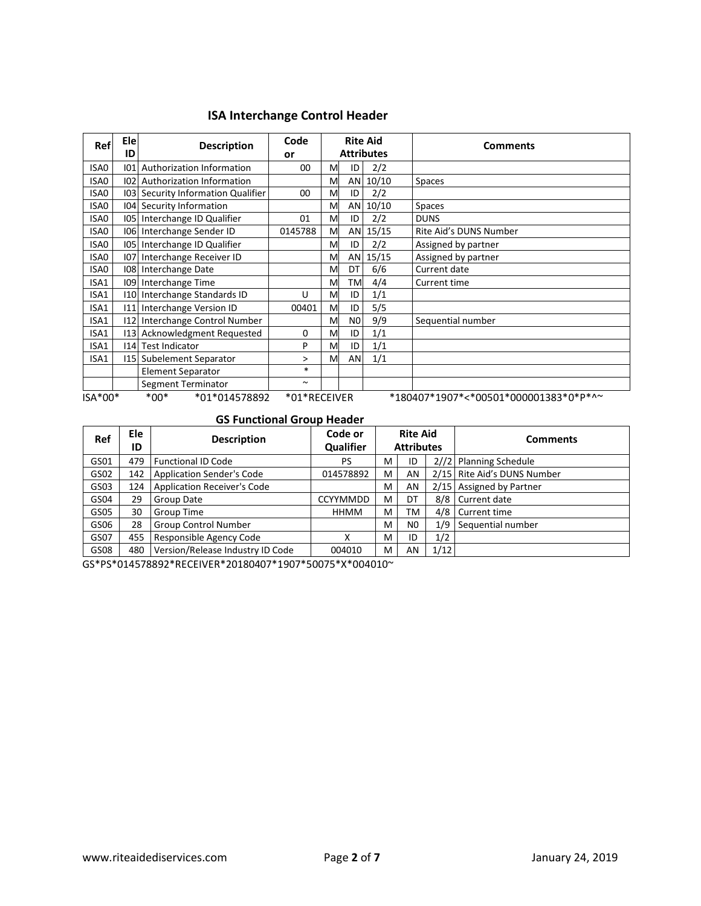## ISA Interchange Control Header

| Ref | Ele ID | Description | Code or | Rite Aid Attributes | | | Comments |
|---|---|---|---|---|---|---|---|
| ISA0 | I01 | Authorization Information | 00 | M | ID | 2/2 | |
| ISA0 | I02 | Authorization Information | | M | AN | 10/10 | Spaces |
| ISA0 | I03 | Security Information Qualifier | 00 | M | ID | 2/2 | |
| ISA0 | I04 | Security Information | | M | AN | 10/10 | Spaces |
| ISA0 | I05 | Interchange ID Qualifier | 01 | M | ID | 2/2 | DUNS |
| ISA0 | I06 | Interchange Sender ID | 0145788 | M | AN | 15/15 | Rite Aid's DUNS Number |
| ISA0 | I05 | Interchange ID Qualifier | | M | ID | 2/2 | Assigned by partner |
| ISA0 | I07 | Interchange Receiver ID | | M | AN | 15/15 | Assigned by partner |
| ISA0 | I08 | Interchange Date | | M | DT | 6/6 | Current date |
| ISA1 | I09 | Interchange Time | | M | TM | 4/4 | Current time |
| ISA1 | I10 | Interchange Standards ID | U | M | ID | 1/1 | |
| ISA1 | I11 | Interchange Version ID | 00401 | M | ID | 5/5 | |
| ISA1 | I12 | Interchange Control Number | | M | N0 | 9/9 | Sequential number |
| ISA1 | I13 | Acknowledgment Requested | 0 | M | ID | 1/1 | |
| ISA1 | I14 | Test Indicator | P | M | ID | 1/1 | |
| ISA1 | I15 | Subelement Separator | > | M | AN | 1/1 | |
| | | Element Separator | * | | | | |
| | | Segment Terminator | ~ | | | | |

ISA*00* *00* *01*014578892 *01*RECEIVER *180407*1907*<*00501*000001383*0*P*^~

## GS Functional Group Header

| Ref | Ele ID | Description | Code or Qualifier | Rite Aid Attributes | | | Comments |
|---|---|---|---|---|---|---|---|
| GS01 | 479 | Functional ID Code | PS | M | ID | 2//2 | Planning Schedule |
| GS02 | 142 | Application Sender's Code | 014578892 | M | AN | 2/15 | Rite Aid's DUNS Number |
| GS03 | 124 | Application Receiver's Code | | M | AN | 2/15 | Assigned by Partner |
| GS04 | 29 | Group Date | CCYYMMDD | M | DT | 8/8 | Current date |
| GS05 | 30 | Group Time | HHMM | M | TM | 4/8 | Current time |
| GS06 | 28 | Group Control Number | | M | N0 | 1/9 | Sequential number |
| GS07 | 455 | Responsible Agency Code | X | M | ID | 1/2 | |
| GS08 | 480 | Version/Release Industry ID Code | 004010 | M | AN | 1/12 | |

GS*PS*014578892*RECEIVER*20180407*1907*50075*X*004010~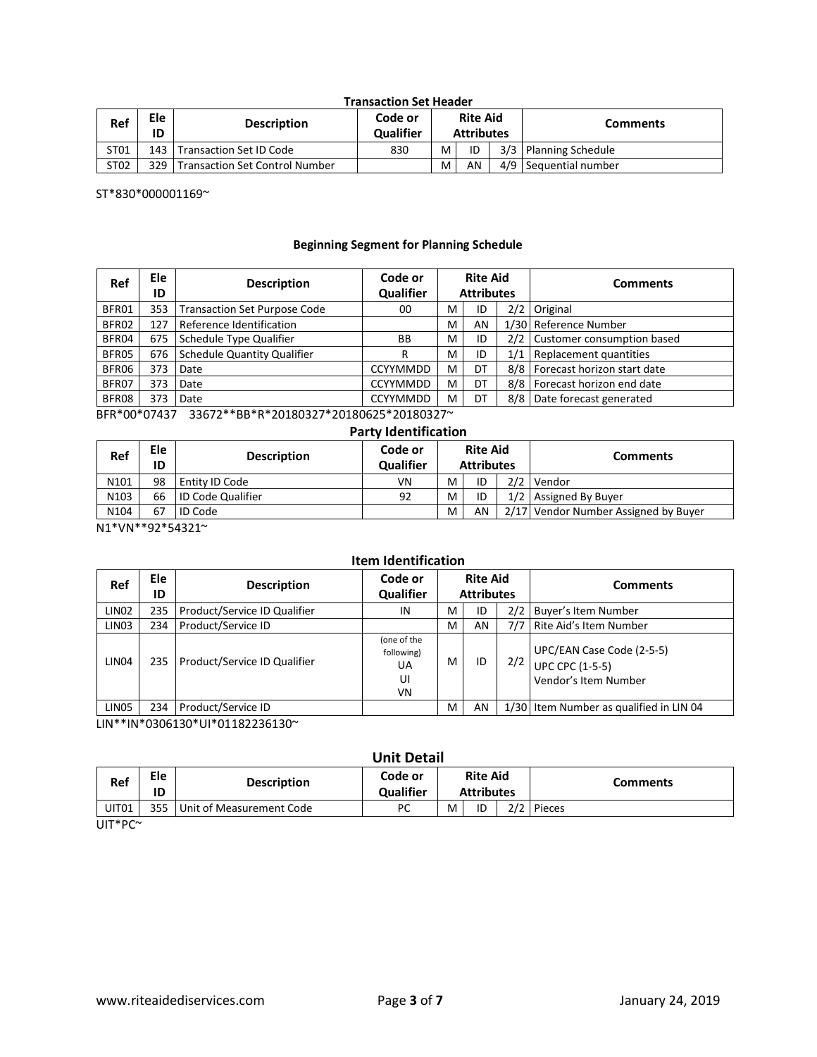### Transaction Set Header

| Ref | Ele ID | Description | Code or Qualifier | Rite Aid Attributes | | | Comments |
|---|---|---|---|---|---|---|---|
| ST01 | 143 | Transaction Set ID Code | 830 | M | ID | 3/3 | Planning Schedule |
| ST02 | 329 | Transaction Set Control Number | | M | AN | 4/9 | Sequential number |

ST*830*000001169~

### Beginning Segment for Planning Schedule

| Ref | Ele ID | Description | Code or Qualifier | Rite Aid Attributes | | | Comments |
|---|---|---|---|---|---|---|---|
| BFR01 | 353 | Transaction Set Purpose Code | 00 | M | ID | 2/2 | Original |
| BFR02 | 127 | Reference Identification | | M | AN | 1/30 | Reference Number |
| BFR04 | 675 | Schedule Type Qualifier | BB | M | ID | 2/2 | Customer consumption based |
| BFR05 | 676 | Schedule Quantity Qualifier | R | M | ID | 1/1 | Replacement quantities |
| BFR06 | 373 | Date | CCYYMMDD | M | DT | 8/8 | Forecast horizon start date |
| BFR07 | 373 | Date | CCYYMMDD | M | DT | 8/8 | Forecast horizon end date |
| BFR08 | 373 | Date | CCYYMMDD | M | DT | 8/8 | Date forecast generated |

BFR*00*07437 33672**BB*R*20180327*20180625*20180327~

### Party Identification

| Ref | Ele ID | Description | Code or Qualifier | Rite Aid Attributes | | | Comments |
|---|---|---|---|---|---|---|---|
| N101 | 98 | Entity ID Code | VN | M | ID | 2/2 | Vendor |
| N103 | 66 | ID Code Qualifier | 92 | M | ID | 1/2 | Assigned By Buyer |
| N104 | 67 | ID Code | | M | AN | 2/17 | Vendor Number Assigned by Buyer |

N1*VN**92*54321~

### Item Identification

| Ref | Ele ID | Description | Code or Qualifier | Rite Aid Attributes | | | Comments |
|---|---|---|---|---|---|---|---|
| LIN02 | 235 | Product/Service ID Qualifier | IN | M | ID | 2/2 | Buyer's Item Number |
| LIN03 | 234 | Product/Service ID | | M | AN | 7/7 | Rite Aid's Item Number |
| LIN04 | 235 | Product/Service ID Qualifier | (one of the following) UA UI VN | M | ID | 2/2 | UPC/EAN Case Code (2-5-5) UPC CPC (1-5-5) Vendor's Item Number |
| LIN05 | 234 | Product/Service ID | | M | AN | 1/30 | Item Number as qualified in LIN 04 |

LIN**IN*0306130*UI*01182236130~

### Unit Detail

| Ref | Ele ID | Description | Code or Qualifier | Rite Aid Attributes | | | Comments |
|---|---|---|---|---|---|---|---|
| UIT01 | 355 | Unit of Measurement Code | PC | M | ID | 2/2 | Pieces |

UIT*PC~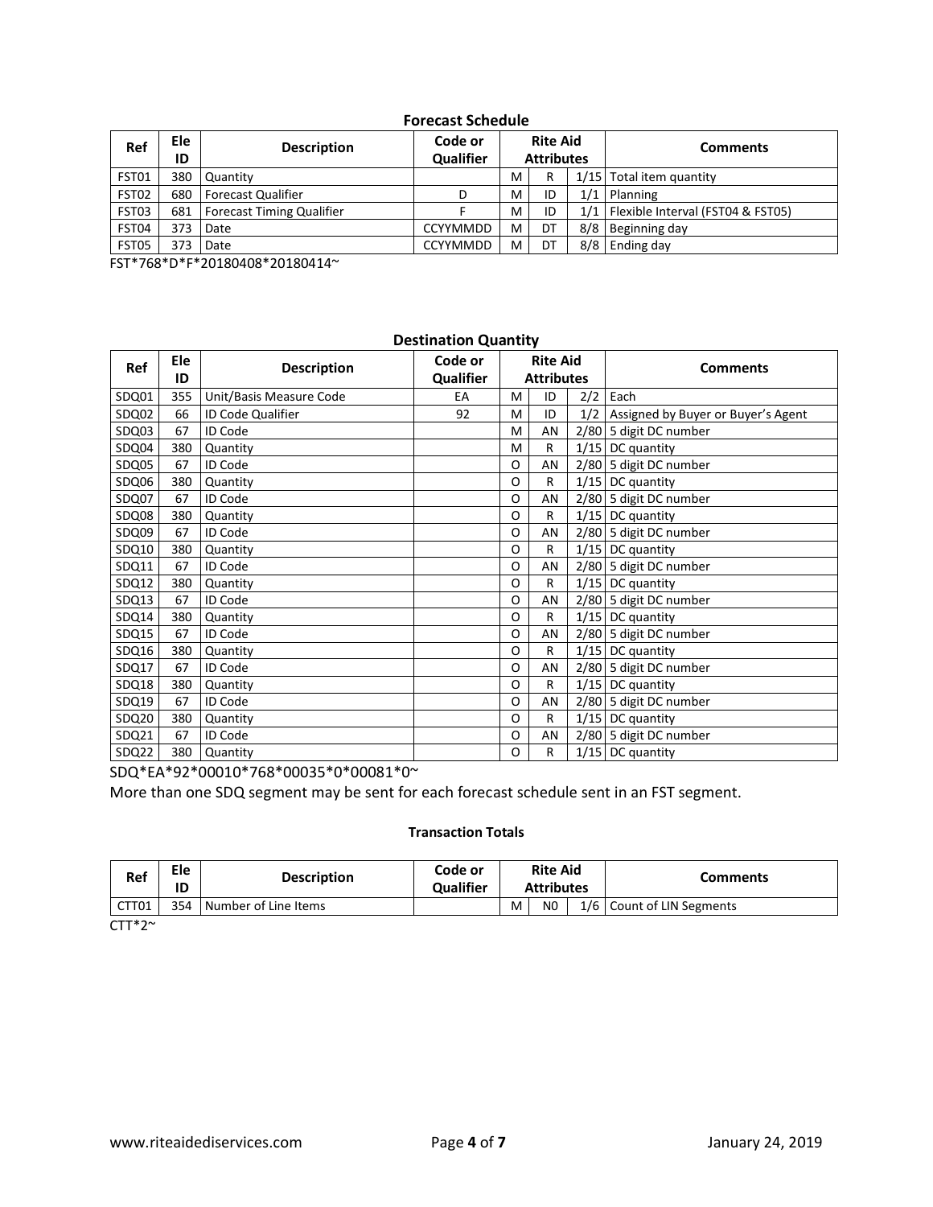### Forecast Schedule

| Ref | Ele ID | Description | Code or Qualifier | Rite Aid Attributes | | | Comments |
|---|---|---|---|---|---|---|---|
| FST01 | 380 | Quantity | | M | R | 1/15 | Total item quantity |
| FST02 | 680 | Forecast Qualifier | D | M | ID | 1/1 | Planning |
| FST03 | 681 | Forecast Timing Qualifier | F | M | ID | 1/1 | Flexible Interval (FST04 & FST05) |
| FST04 | 373 | Date | CCYYMMDD | M | DT | 8/8 | Beginning day |
| FST05 | 373 | Date | CCYYMMDD | M | DT | 8/8 | Ending day |

FST*768*D*F*20180408*20180414~

### Destination Quantity

| Ref | Ele ID | Description | Code or Qualifier | Rite Aid Attributes | | | Comments |
|---|---|---|---|---|---|---|---|
| SDQ01 | 355 | Unit/Basis Measure Code | EA | M | ID | 2/2 | Each |
| SDQ02 | 66 | ID Code Qualifier | 92 | M | ID | 1/2 | Assigned by Buyer or Buyer's Agent |
| SDQ03 | 67 | ID Code | | M | AN | 2/80 | 5 digit DC number |
| SDQ04 | 380 | Quantity | | M | R | 1/15 | DC quantity |
| SDQ05 | 67 | ID Code | | O | AN | 2/80 | 5 digit DC number |
| SDQ06 | 380 | Quantity | | O | R | 1/15 | DC quantity |
| SDQ07 | 67 | ID Code | | O | AN | 2/80 | 5 digit DC number |
| SDQ08 | 380 | Quantity | | O | R | 1/15 | DC quantity |
| SDQ09 | 67 | ID Code | | O | AN | 2/80 | 5 digit DC number |
| SDQ10 | 380 | Quantity | | O | R | 1/15 | DC quantity |
| SDQ11 | 67 | ID Code | | O | AN | 2/80 | 5 digit DC number |
| SDQ12 | 380 | Quantity | | O | R | 1/15 | DC quantity |
| SDQ13 | 67 | ID Code | | O | AN | 2/80 | 5 digit DC number |
| SDQ14 | 380 | Quantity | | O | R | 1/15 | DC quantity |
| SDQ15 | 67 | ID Code | | O | AN | 2/80 | 5 digit DC number |
| SDQ16 | 380 | Quantity | | O | R | 1/15 | DC quantity |
| SDQ17 | 67 | ID Code | | O | AN | 2/80 | 5 digit DC number |
| SDQ18 | 380 | Quantity | | O | R | 1/15 | DC quantity |
| SDQ19 | 67 | ID Code | | O | AN | 2/80 | 5 digit DC number |
| SDQ20 | 380 | Quantity | | O | R | 1/15 | DC quantity |
| SDQ21 | 67 | ID Code | | O | AN | 2/80 | 5 digit DC number |
| SDQ22 | 380 | Quantity | | O | R | 1/15 | DC quantity |

SDQ*EA*92*00010*768*00035*0*00081*0~

More than one SDQ segment may be sent for each forecast schedule sent in an FST segment.

### Transaction Totals

| Ref | Ele ID | Description | Code or Qualifier | Rite Aid Attributes | | | Comments |
|---|---|---|---|---|---|---|---|
| CTT01 | 354 | Number of Line Items | | M | N0 | 1/6 | Count of LIN Segments |

CTT*2~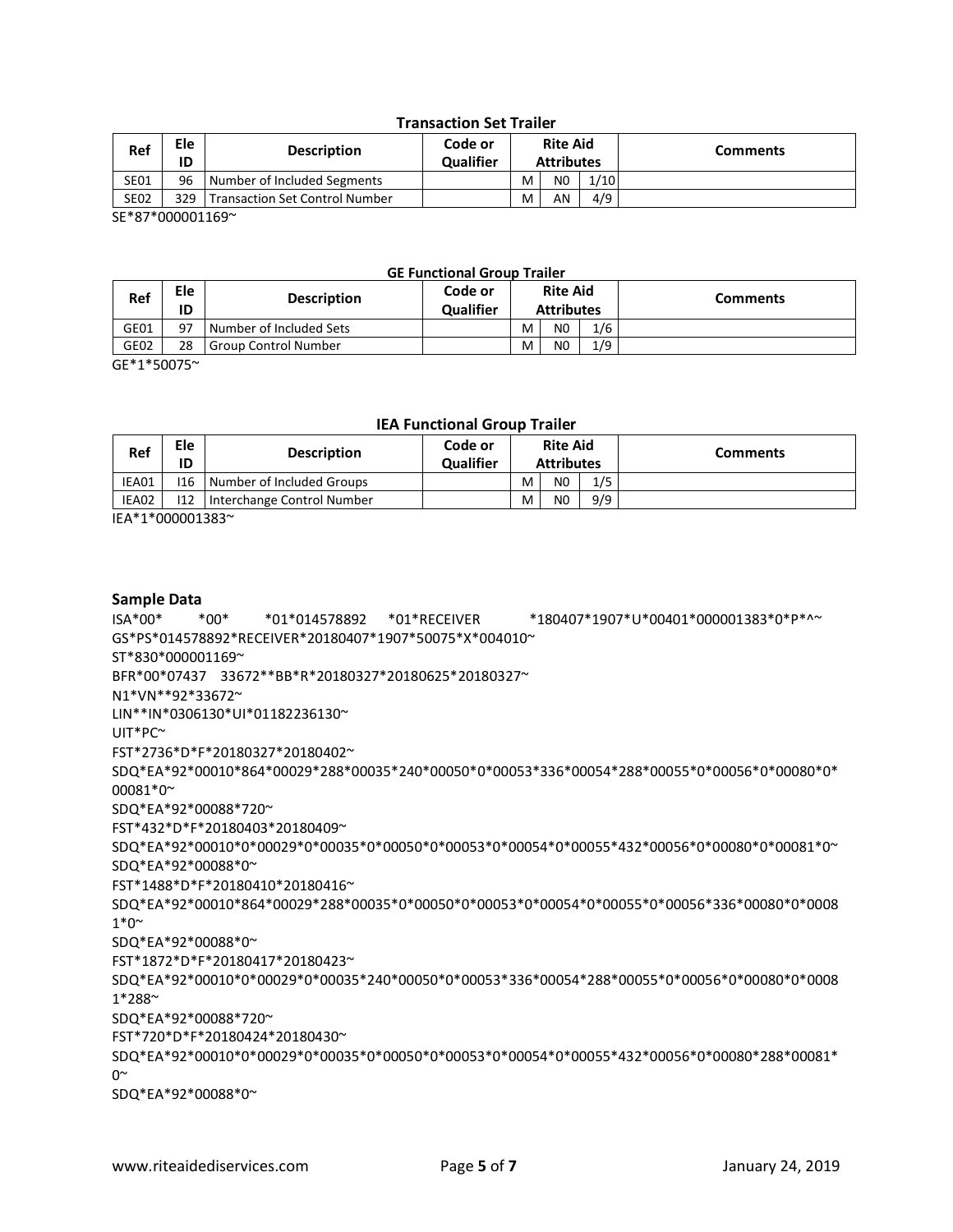### Transaction Set Trailer

| Ref | Ele ID | Description | Code or Qualifier | Rite Aid Attributes | | | Comments |
|---|---|---|---|---|---|---|---|
| SE01 | 96 | Number of Included Segments | | M | N0 | 1/10 | |
| SE02 | 329 | Transaction Set Control Number | | M | AN | 4/9 | |

SE*87*000001169~

### GE Functional Group Trailer

| Ref | Ele ID | Description | Code or Qualifier | Rite Aid Attributes | | | Comments |
|---|---|---|---|---|---|---|---|
| GE01 | 97 | Number of Included Sets | | M | N0 | 1/6 | |
| GE02 | 28 | Group Control Number | | M | N0 | 1/9 | |

GE*1*50075~

### IEA Functional Group Trailer

| Ref | Ele ID | Description | Code or Qualifier | Rite Aid Attributes | | | Comments |
|---|---|---|---|---|---|---|---|
| IEA01 | I16 | Number of Included Groups | | M | N0 | 1/5 | |
| IEA02 | I12 | Interchange Control Number | | M | N0 | 9/9 | |

IEA*1*000001383~

### Sample Data

```
ISA*00*          *00*          *01*014578892      *01*RECEIVER           *180407*1907*U*00401*000001383*0*P*^~
GS*PS*014578892*RECEIVER*20180407*1907*50075*X*004010~
ST*830*000001169~
BFR*00*07437   33672**BB*R*20180327*20180625*20180327~
N1*VN**92*33672~
LIN**IN*0306130*UI*01182236130~
UIT*PC~
FST*2736*D*F*20180327*20180402~
SDQ*EA*92*00010*864*00029*288*00035*240*00050*0*00053*336*00054*288*00055*0*00056*0*00080*0*00081*0~
SDQ*EA*92*00088*720~
FST*432*D*F*20180403*20180409~
SDQ*EA*92*00010*0*00029*0*00035*0*00050*0*00053*0*00054*0*00055*432*00056*0*00080*0*00081*0~
SDQ*EA*92*00088*0~
FST*1488*D*F*20180410*20180416~
SDQ*EA*92*00010*864*00029*288*00035*0*00050*0*00053*0*00054*0*00055*0*00056*336*00080*0*00081*0~
SDQ*EA*92*00088*0~
FST*1872*D*F*20180417*20180423~
SDQ*EA*92*00010*0*00029*0*00035*240*00050*0*00053*336*00054*288*00055*0*00056*0*00080*0*00081*288~
SDQ*EA*92*00088*720~
FST*720*D*F*20180424*20180430~
SDQ*EA*92*00010*0*00029*0*00035*0*00050*0*00053*0*00054*0*00055*432*00056*0*00080*288*00081*0~
SDQ*EA*92*00088*0~
```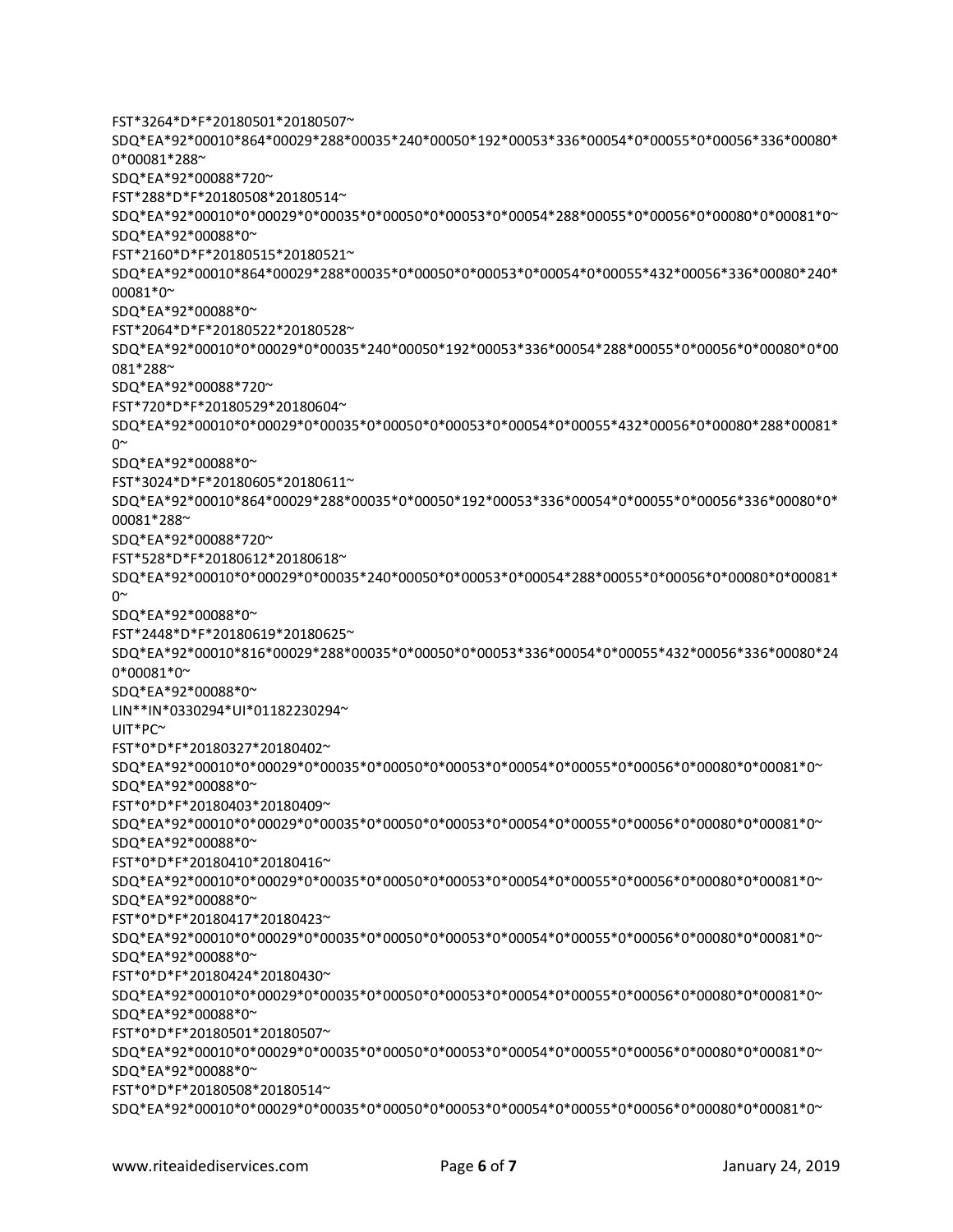```
FST*3264*D*F*20180501*20180507~
SDQ*EA*92*00010*864*00029*288*00035*240*00050*192*00053*336*00054*0*00055*0*00056*336*00080*0*00081*288~
SDQ*EA*92*00088*720~
FST*288*D*F*20180508*20180514~
SDQ*EA*92*00010*0*00029*0*00035*0*00050*0*00053*0*00054*288*00055*0*00056*0*00080*0*00081*0~
SDQ*EA*92*00088*0~
FST*2160*D*F*20180515*20180521~
SDQ*EA*92*00010*864*00029*288*00035*0*00050*0*00053*0*00054*0*00055*432*00056*336*00080*240*00081*0~
SDQ*EA*92*00088*0~
FST*2064*D*F*20180522*20180528~
SDQ*EA*92*00010*0*00029*0*00035*240*00050*192*00053*336*00054*288*00055*0*00056*0*00080*0*00081*288~
SDQ*EA*92*00088*720~
FST*720*D*F*20180529*20180604~
SDQ*EA*92*00010*0*00029*0*00035*0*00050*0*00053*0*00054*0*00055*432*00056*0*00080*288*00081*0~
SDQ*EA*92*00088*0~
FST*3024*D*F*20180605*20180611~
SDQ*EA*92*00010*864*00029*288*00035*0*00050*192*00053*336*00054*0*00055*0*00056*336*00080*0*00081*288~
SDQ*EA*92*00088*720~
FST*528*D*F*20180612*20180618~
SDQ*EA*92*00010*0*00029*0*00035*240*00050*0*00053*0*00054*288*00055*0*00056*0*00080*0*00081*0~
SDQ*EA*92*00088*0~
FST*2448*D*F*20180619*20180625~
SDQ*EA*92*00010*816*00029*288*00035*0*00050*0*00053*336*00054*0*00055*432*00056*336*00080*240*00081*0~
SDQ*EA*92*00088*0~
LIN**IN*0330294*UI*01182230294~
UIT*PC~
FST*0*D*F*20180327*20180402~
SDQ*EA*92*00010*0*00029*0*00035*0*00050*0*00053*0*00054*0*00055*0*00056*0*00080*0*00081*0~
SDQ*EA*92*00088*0~
FST*0*D*F*20180403*20180409~
SDQ*EA*92*00010*0*00029*0*00035*0*00050*0*00053*0*00054*0*00055*0*00056*0*00080*0*00081*0~
SDQ*EA*92*00088*0~
FST*0*D*F*20180410*20180416~
SDQ*EA*92*00010*0*00029*0*00035*0*00050*0*00053*0*00054*0*00055*0*00056*0*00080*0*00081*0~
SDQ*EA*92*00088*0~
FST*0*D*F*20180417*20180423~
SDQ*EA*92*00010*0*00029*0*00035*0*00050*0*00053*0*00054*0*00055*0*00056*0*00080*0*00081*0~
SDQ*EA*92*00088*0~
FST*0*D*F*20180424*20180430~
SDQ*EA*92*00010*0*00029*0*00035*0*00050*0*00053*0*00054*0*00055*0*00056*0*00080*0*00081*0~
SDQ*EA*92*00088*0~
FST*0*D*F*20180501*20180507~
SDQ*EA*92*00010*0*00029*0*00035*0*00050*0*00053*0*00054*0*00055*0*00056*0*00080*0*00081*0~
SDQ*EA*92*00088*0~
FST*0*D*F*20180508*20180514~
SDQ*EA*92*00010*0*00029*0*00035*0*00050*0*00053*0*00054*0*00055*0*00056*0*00080*0*00081*0~
```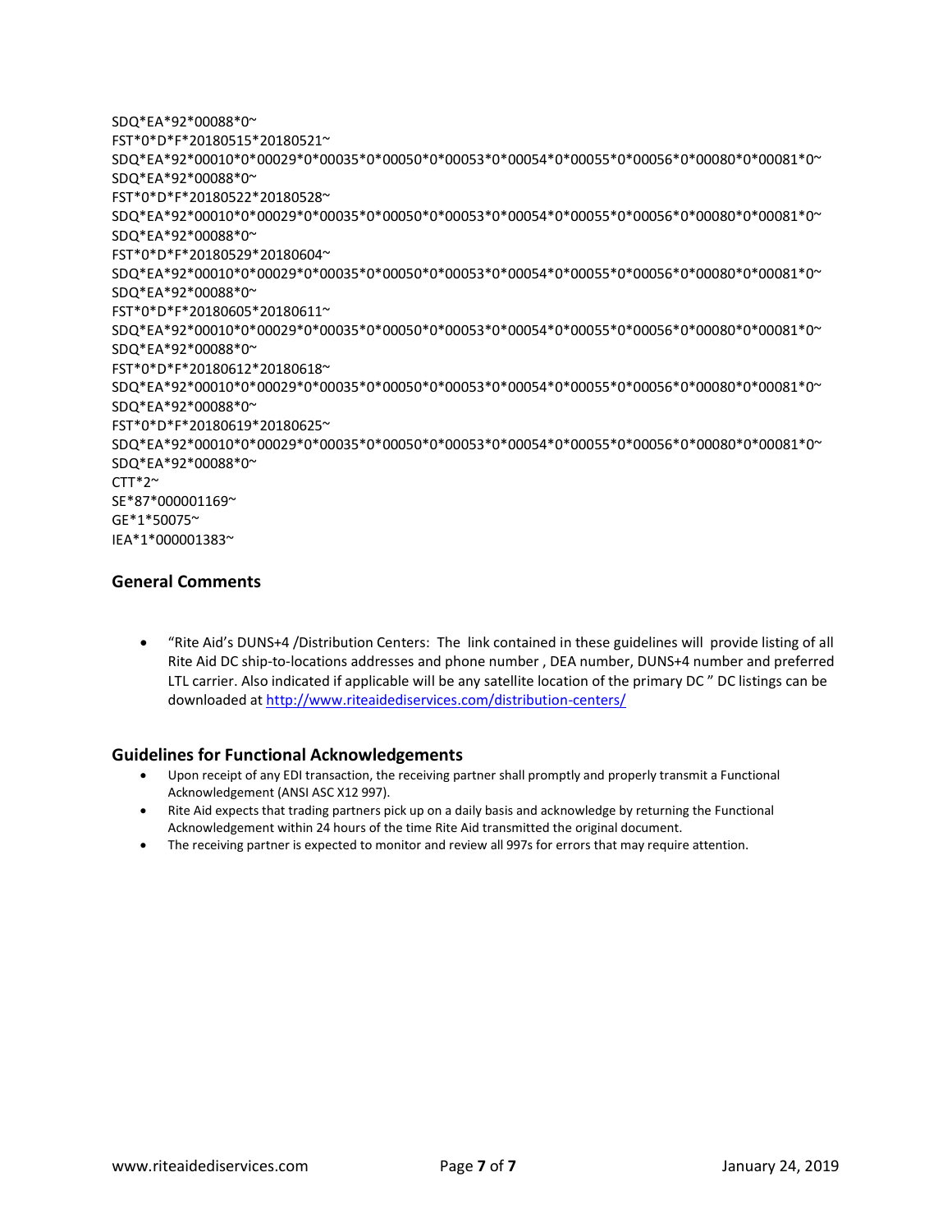```
SDQ*EA*92*00088*0~
FST*0*D*F*20180515*20180521~
SDQ*EA*92*00010*0*00029*0*00035*0*00050*0*00053*0*00054*0*00055*0*00056*0*00080*0*00081*0~
SDQ*EA*92*00088*0~
FST*0*D*F*20180522*20180528~
SDQ*EA*92*00010*0*00029*0*00035*0*00050*0*00053*0*00054*0*00055*0*00056*0*00080*0*00081*0~
SDQ*EA*92*00088*0~
FST*0*D*F*20180529*20180604~
SDQ*EA*92*00010*0*00029*0*00035*0*00050*0*00053*0*00054*0*00055*0*00056*0*00080*0*00081*0~
SDQ*EA*92*00088*0~
FST*0*D*F*20180605*20180611~
SDQ*EA*92*00010*0*00029*0*00035*0*00050*0*00053*0*00054*0*00055*0*00056*0*00080*0*00081*0~
SDQ*EA*92*00088*0~
FST*0*D*F*20180612*20180618~
SDQ*EA*92*00010*0*00029*0*00035*0*00050*0*00053*0*00054*0*00055*0*00056*0*00080*0*00081*0~
SDQ*EA*92*00088*0~
FST*0*D*F*20180619*20180625~
SDQ*EA*92*00010*0*00029*0*00035*0*00050*0*00053*0*00054*0*00055*0*00056*0*00080*0*00081*0~
SDQ*EA*92*00088*0~
CTT*2~
SE*87*000001169~
GE*1*50075~
IEA*1*000001383~
```

## General Comments

- "Rite Aid's DUNS+4 /Distribution Centers: The link contained in these guidelines will provide listing of all Rite Aid DC ship-to-locations addresses and phone number , DEA number, DUNS+4 number and preferred LTL carrier. Also indicated if applicable will be any satellite location of the primary DC " DC listings can be downloaded at [http://www.riteaidediservices.com/distribution-centers/](http://www.riteaidediservices.com/distribution-centers/)

## Guidelines for Functional Acknowledgements

- Upon receipt of any EDI transaction, the receiving partner shall promptly and properly transmit a Functional Acknowledgement (ANSI ASC X12 997).
- Rite Aid expects that trading partners pick up on a daily basis and acknowledge by returning the Functional Acknowledgement within 24 hours of the time Rite Aid transmitted the original document.
- The receiving partner is expected to monitor and review all 997s for errors that may require attention.